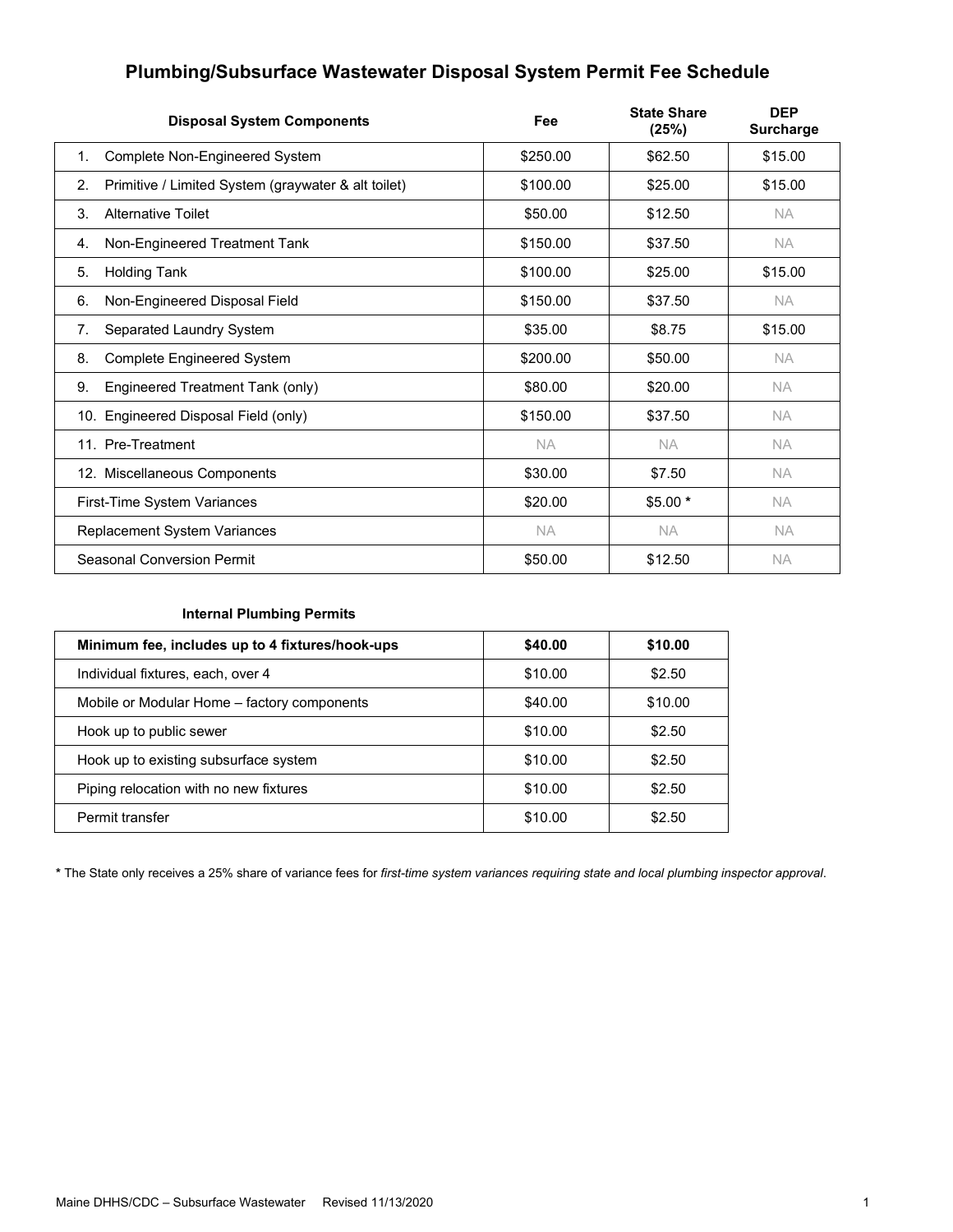# Plumbing/Subsurface Wastewater Disposal System Permit Fee Schedule

| Disposal System Components | Fee | State Share (25%) | DEP Surcharge |
|---|---|---|---|
| 1. Complete Non-Engineered System | $250.00 | $62.50 | $15.00 |
| 2. Primitive / Limited System (graywater & alt toilet) | $100.00 | $25.00 | $15.00 |
| 3. Alternative Toilet | $50.00 | $12.50 | NA |
| 4. Non-Engineered Treatment Tank | $150.00 | $37.50 | NA |
| 5. Holding Tank | $100.00 | $25.00 | $15.00 |
| 6. Non-Engineered Disposal Field | $150.00 | $37.50 | NA |
| 7. Separated Laundry System | $35.00 | $8.75 | $15.00 |
| 8. Complete Engineered System | $200.00 | $50.00 | NA |
| 9. Engineered Treatment Tank (only) | $80.00 | $20.00 | NA |
| 10. Engineered Disposal Field (only) | $150.00 | $37.50 | NA |
| 11. Pre-Treatment | NA | NA | NA |
| 12. Miscellaneous Components | $30.00 | $7.50 | NA |
| First-Time System Variances | $20.00 | $5.00 * | NA |
| Replacement System Variances | NA | NA | NA |
| Seasonal Conversion Permit | $50.00 | $12.50 | NA |

### Internal Plumbing Permits

| **Minimum fee, includes up to 4 fixtures/hook-ups** | **$40.00** | **$10.00** |
|---|---|---|
| Individual fixtures, each, over 4 | $10.00 | $2.50 |
| Mobile or Modular Home – factory components | $40.00 | $10.00 |
| Hook up to public sewer | $10.00 | $2.50 |
| Hook up to existing subsurface system | $10.00 | $2.50 |
| Piping relocation with no new fixtures | $10.00 | $2.50 |
| Permit transfer | $10.00 | $2.50 |

**\*** The State only receives a 25% share of variance fees for *first-time system variances requiring state and local plumbing inspector approval*.

Maine DHHS/CDC – Subsurface Wastewater Revised 11/13/2020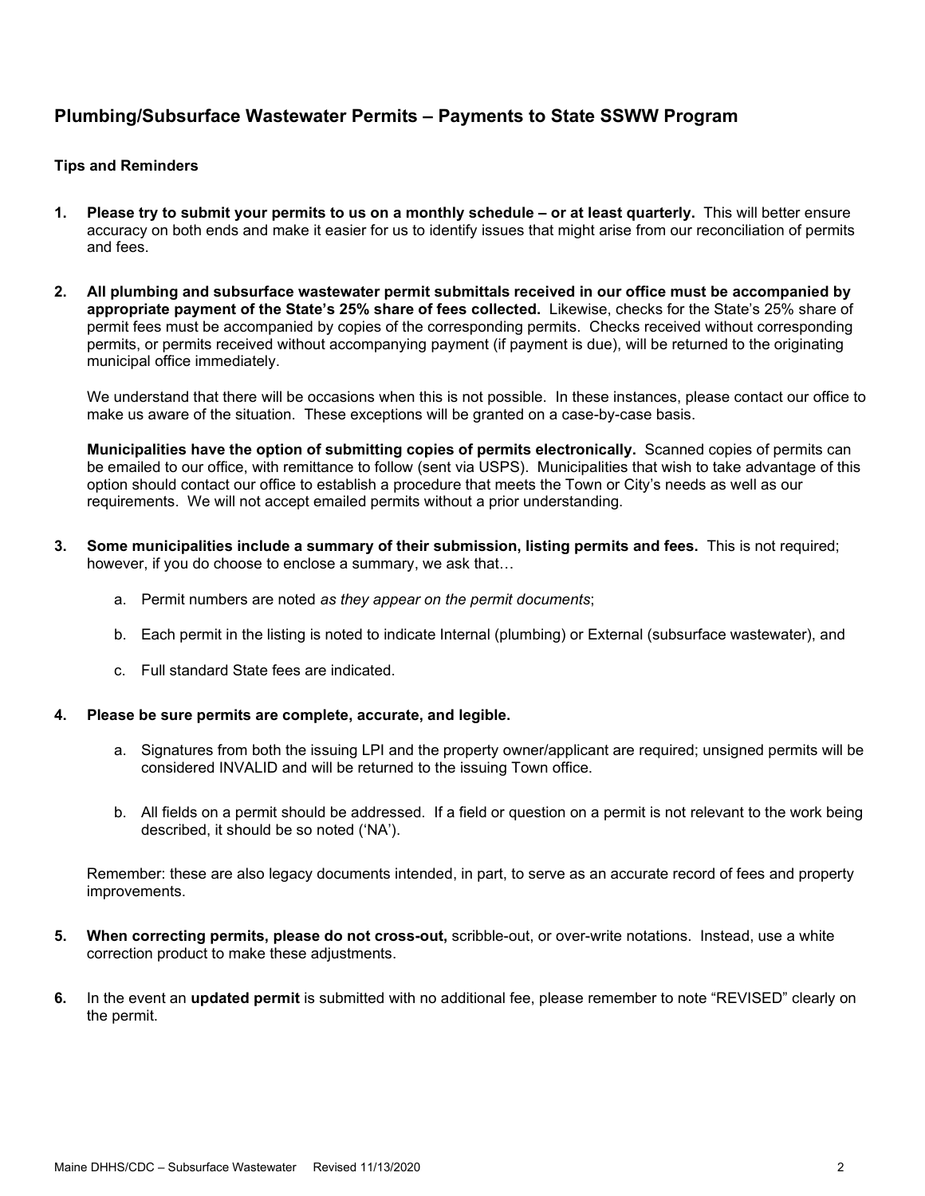## Plumbing/Subsurface Wastewater Permits – Payments to State SSWW Program

### Tips and Reminders

1. **Please try to submit your permits to us on a monthly schedule – or at least quarterly.** This will better ensure accuracy on both ends and make it easier for us to identify issues that might arise from our reconciliation of permits and fees.

2. **All plumbing and subsurface wastewater permit submittals received in our office must be accompanied by appropriate payment of the State's 25% share of fees collected.** Likewise, checks for the State's 25% share of permit fees must be accompanied by copies of the corresponding permits. Checks received without corresponding permits, or permits received without accompanying payment (if payment is due), will be returned to the originating municipal office immediately.

   We understand that there will be occasions when this is not possible. In these instances, please contact our office to make us aware of the situation. These exceptions will be granted on a case-by-case basis.

   **Municipalities have the option of submitting copies of permits electronically.** Scanned copies of permits can be emailed to our office, with remittance to follow (sent via USPS). Municipalities that wish to take advantage of this option should contact our office to establish a procedure that meets the Town or City's needs as well as our requirements. We will not accept emailed permits without a prior understanding.

3. **Some municipalities include a summary of their submission, listing permits and fees.** This is not required; however, if you do choose to enclose a summary, we ask that…

   a. Permit numbers are noted *as they appear on the permit documents*;

   b. Each permit in the listing is noted to indicate Internal (plumbing) or External (subsurface wastewater), and

   c. Full standard State fees are indicated.

4. **Please be sure permits are complete, accurate, and legible.**

   a. Signatures from both the issuing LPI and the property owner/applicant are required; unsigned permits will be considered INVALID and will be returned to the issuing Town office.

   b. All fields on a permit should be addressed. If a field or question on a permit is not relevant to the work being described, it should be so noted ('NA').

   Remember: these are also legacy documents intended, in part, to serve as an accurate record of fees and property improvements.

5. **When correcting permits, please do not cross-out,** scribble-out, or over-write notations. Instead, use a white correction product to make these adjustments.

6. In the event an **updated permit** is submitted with no additional fee, please remember to note "REVISED" clearly on the permit.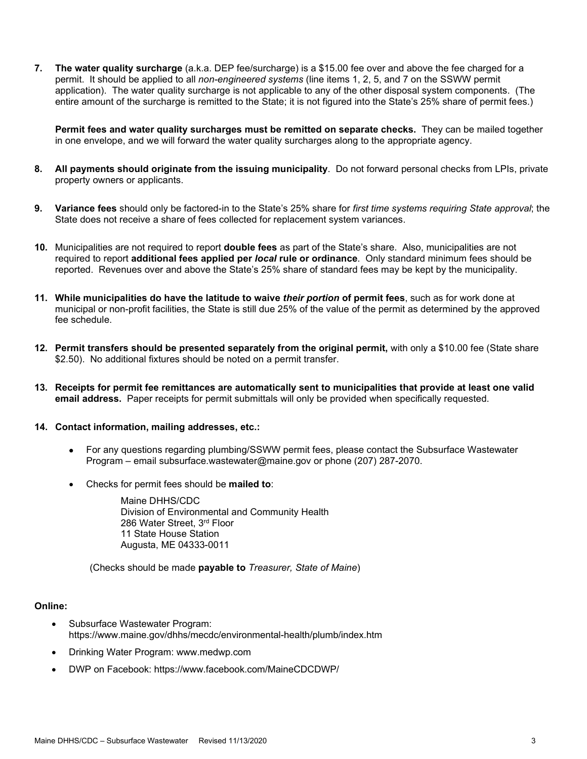7. **The water quality surcharge** (a.k.a. DEP fee/surcharge) is a $15.00 fee over and above the fee charged for a permit. It should be applied to all *non-engineered systems* (line items 1, 2, 5, and 7 on the SSWW permit application). The water quality surcharge is not applicable to any of the other disposal system components. (The entire amount of the surcharge is remitted to the State; it is not figured into the State's 25% share of permit fees.)

   **Permit fees and water quality surcharges must be remitted on separate checks.** They can be mailed together in one envelope, and we will forward the water quality surcharges along to the appropriate agency.

8. **All payments should originate from the issuing municipality**. Do not forward personal checks from LPIs, private property owners or applicants.

9. **Variance fees** should only be factored-in to the State's 25% share for *first time systems requiring State approval*; the State does not receive a share of fees collected for replacement system variances.

10. Municipalities are not required to report **double fees** as part of the State's share. Also, municipalities are not required to report **additional fees applied per *local* rule or ordinance**. Only standard minimum fees should be reported. Revenues over and above the State's 25% share of standard fees may be kept by the municipality.

11. **While municipalities do have the latitude to waive *their portion* of permit fees**, such as for work done at municipal or non-profit facilities, the State is still due 25% of the value of the permit as determined by the approved fee schedule.

12. **Permit transfers should be presented separately from the original permit,** with only a $10.00 fee (State share $2.50). No additional fixtures should be noted on a permit transfer.

13. **Receipts for permit fee remittances are automatically sent to municipalities that provide at least one valid email address.** Paper receipts for permit submittals will only be provided when specifically requested.

14. **Contact information, mailing addresses, etc.:**

    - For any questions regarding plumbing/SSWW permit fees, please contact the Subsurface Wastewater Program – email subsurface.wastewater@maine.gov or phone (207) 287-2070.

    - Checks for permit fees should be **mailed to**:

      Maine DHHS/CDC
      Division of Environmental and Community Health
      286 Water Street, 3rd Floor
      11 State House Station
      Augusta, ME 04333-0011

    (Checks should be made **payable to** *Treasurer, State of Maine*)

**Online:**

- Subsurface Wastewater Program: https://www.maine.gov/dhhs/mecdc/environmental-health/plumb/index.htm
- Drinking Water Program: www.medwp.com
- DWP on Facebook: https://www.facebook.com/MaineCDCDWP/